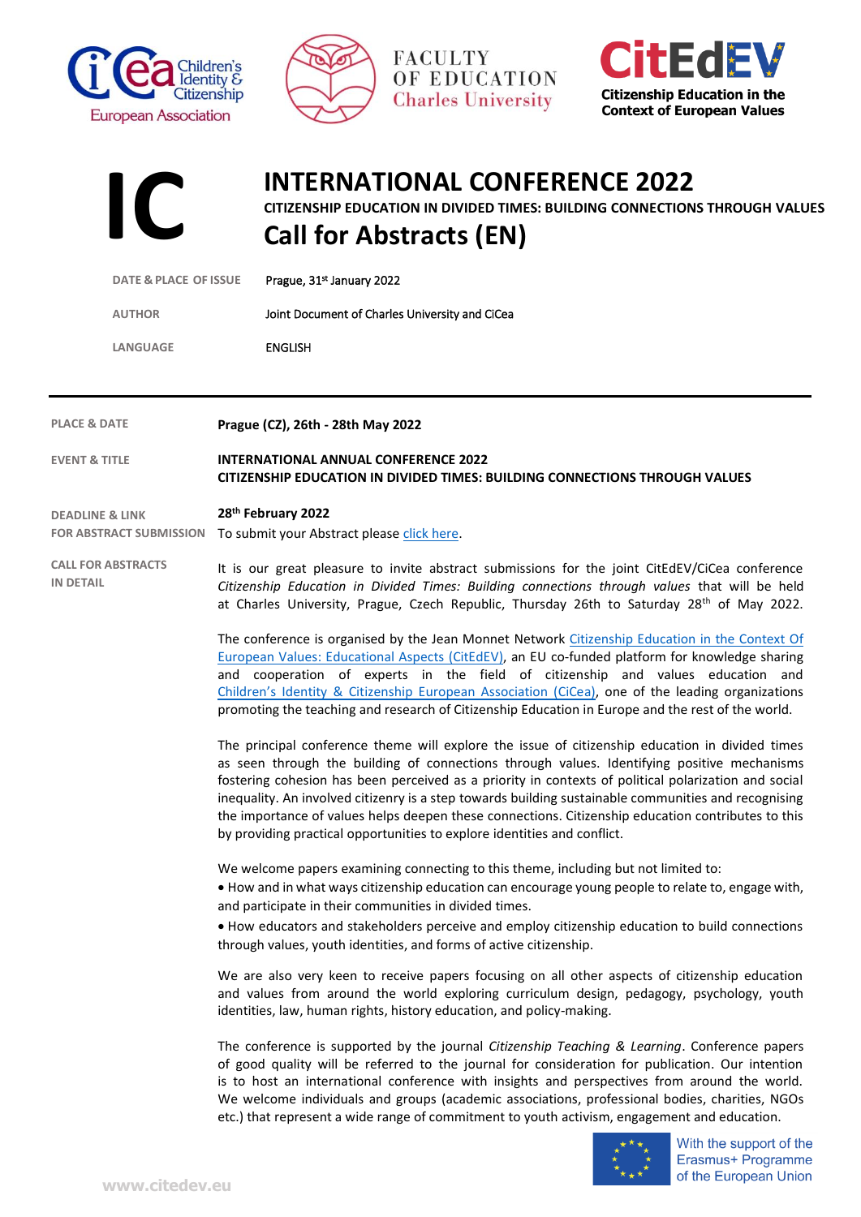# INTERNATIONAL CONFERENCE 2022

## CITIZENSHIP EDUCATION IN DIVIDED TIMES: BUILDING CONNECTIONS THROUGH VALUES

## Call for Abstracts (EN)

| | |
|---|---|
| DATE & PLACE OF ISSUE | Prague, 31st January 2022 |
| AUTHOR | Joint Document of Charles University and CiCea |
| LANGUAGE | ENGLISH |

---

**PLACE & DATE**
**Prague (CZ), 26th - 28th May 2022**

**EVENT & TITLE**
**INTERNATIONAL ANNUAL CONFERENCE 2022**
**CITIZENSHIP EDUCATION IN DIVIDED TIMES: BUILDING CONNECTIONS THROUGH VALUES**

**DEADLINE & LINK FOR ABSTRACT SUBMISSION**
**28th February 2022**
To submit your Abstract please click here.

**CALL FOR ABSTRACTS IN DETAIL**

It is our great pleasure to invite abstract submissions for the joint CitEdEV/CiCea conference *Citizenship Education in Divided Times: Building connections through values* that will be held at Charles University, Prague, Czech Republic, Thursday 26th to Saturday 28th of May 2022.

The conference is organised by the Jean Monnet Network Citizenship Education in the Context Of European Values: Educational Aspects (CitEdEV), an EU co-funded platform for knowledge sharing and cooperation of experts in the field of citizenship and values education and Children's Identity & Citizenship European Association (CiCea), one of the leading organizations promoting the teaching and research of Citizenship Education in Europe and the rest of the world.

The principal conference theme will explore the issue of citizenship education in divided times as seen through the building of connections through values. Identifying positive mechanisms fostering cohesion has been perceived as a priority in contexts of political polarization and social inequality. An involved citizenry is a step towards building sustainable communities and recognising the importance of values helps deepen these connections. Citizenship education contributes to this by providing practical opportunities to explore identities and conflict.

We welcome papers examining connecting to this theme, including but not limited to:

- How and in what ways citizenship education can encourage young people to relate to, engage with, and participate in their communities in divided times.
- How educators and stakeholders perceive and employ citizenship education to build connections through values, youth identities, and forms of active citizenship.

We are also very keen to receive papers focusing on all other aspects of citizenship education and values from around the world exploring curriculum design, pedagogy, psychology, youth identities, law, human rights, history education, and policy-making.

The conference is supported by the journal *Citizenship Teaching & Learning*. Conference papers of good quality will be referred to the journal for consideration for publication. Our intention is to host an international conference with insights and perspectives from around the world. We welcome individuals and groups (academic associations, professional bodies, charities, NGOs etc.) that represent a wide range of commitment to youth activism, engagement and education.

With the support of the Erasmus+ Programme of the European Union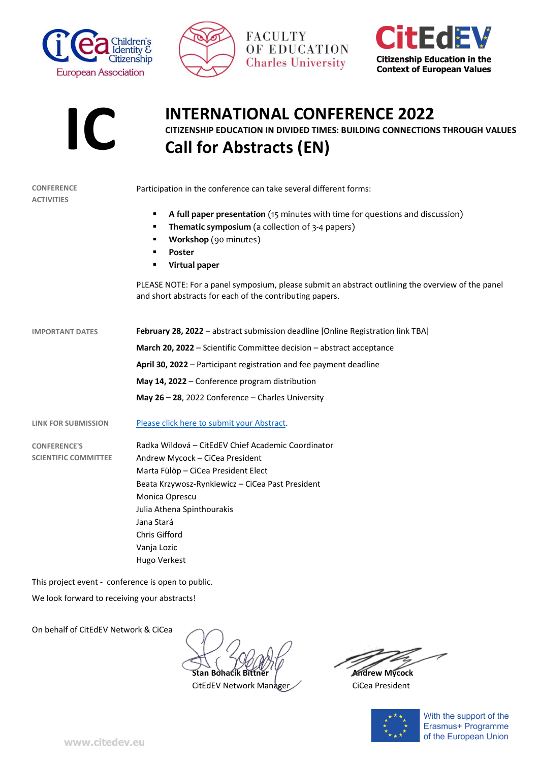# IC

## INTERNATIONAL CONFERENCE 2022

### CITIZENSHIP EDUCATION IN DIVIDED TIMES: BUILDING CONNECTIONS THROUGH VALUES

## Call for Abstracts (EN)

**CONFERENCE ACTIVITIES**

Participation in the conference can take several different forms:

- **A full paper presentation** (15 minutes with time for questions and discussion)
- **Thematic symposium** (a collection of 3-4 papers)
- **Workshop** (90 minutes)
- **Poster**
- **Virtual paper**

PLEASE NOTE: For a panel symposium, please submit an abstract outlining the overview of the panel and short abstracts for each of the contributing papers.

**IMPORTANT DATES**

**February 28, 2022** – abstract submission deadline [Online Registration link TBA]

**March 20, 2022** – Scientific Committee decision – abstract acceptance

**April 30, 2022** – Participant registration and fee payment deadline

**May 14, 2022** – Conference program distribution

**May 26 – 28**, 2022 Conference – Charles University

**LINK FOR SUBMISSION**

Please click here to submit your Abstract.

**CONFERENCE'S SCIENTIFIC COMMITTEE**

Radka Wildová – CitEdEV Chief Academic Coordinator
Andrew Mycock – CiCea President
Marta Fülöp – CiCea President Elect
Beata Krzywosz-Rynkiewicz – CiCea Past President
Monica Oprescu
Julia Athena Spinthourakis
Jana Stará
Chris Gifford
Vanja Lozic
Hugo Verkest

This project event - conference is open to public.

We look forward to receiving your abstracts!

On behalf of CitEdEV Network & CiCea

**Stan Bohacik Bittner**
CitEdEV Network Manager

**Andrew Mycock**
CiCea President

With the support of the Erasmus+ Programme of the European Union

www.citedev.eu